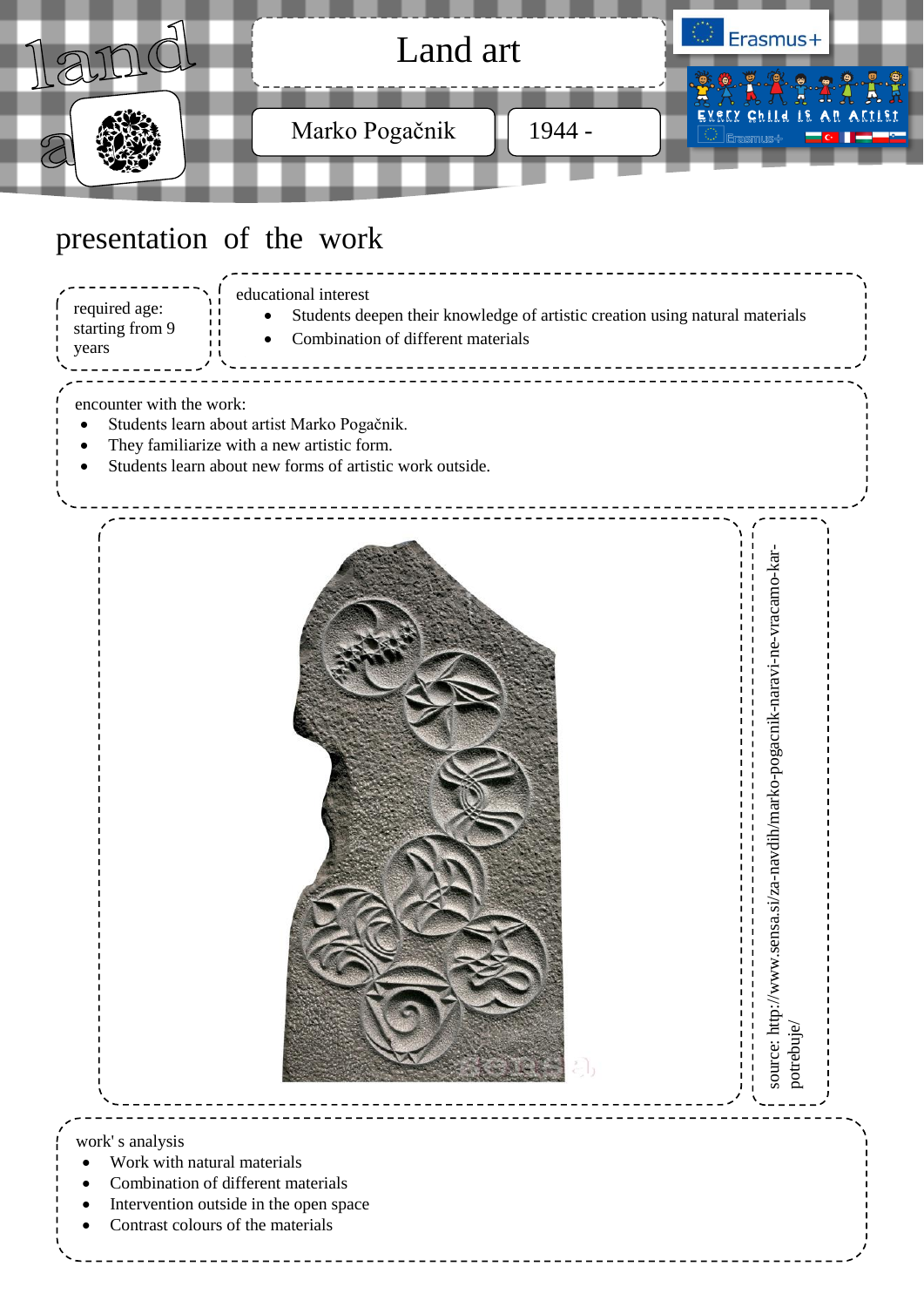# Land art

Marko Pogačnik | 1944 -

## presentation of the work

required age: starting from 9 years

educational interest
- Students deepen their knowledge of artistic creation using natural materials
- Combination of different materials

encounter with the work:
- Students learn about artist Marko Pogačnik.
- They familiarize with a new artistic form.
- Students learn about new forms of artistic work outside.

source: http://www.sensa.si/za-navdih/marko-pogacnik-naravi-ne-vracamo-kar-potrebuje/

work' s analysis
- Work with natural materials
- Combination of different materials
- Intervention outside in the open space
- Contrast colours of the materials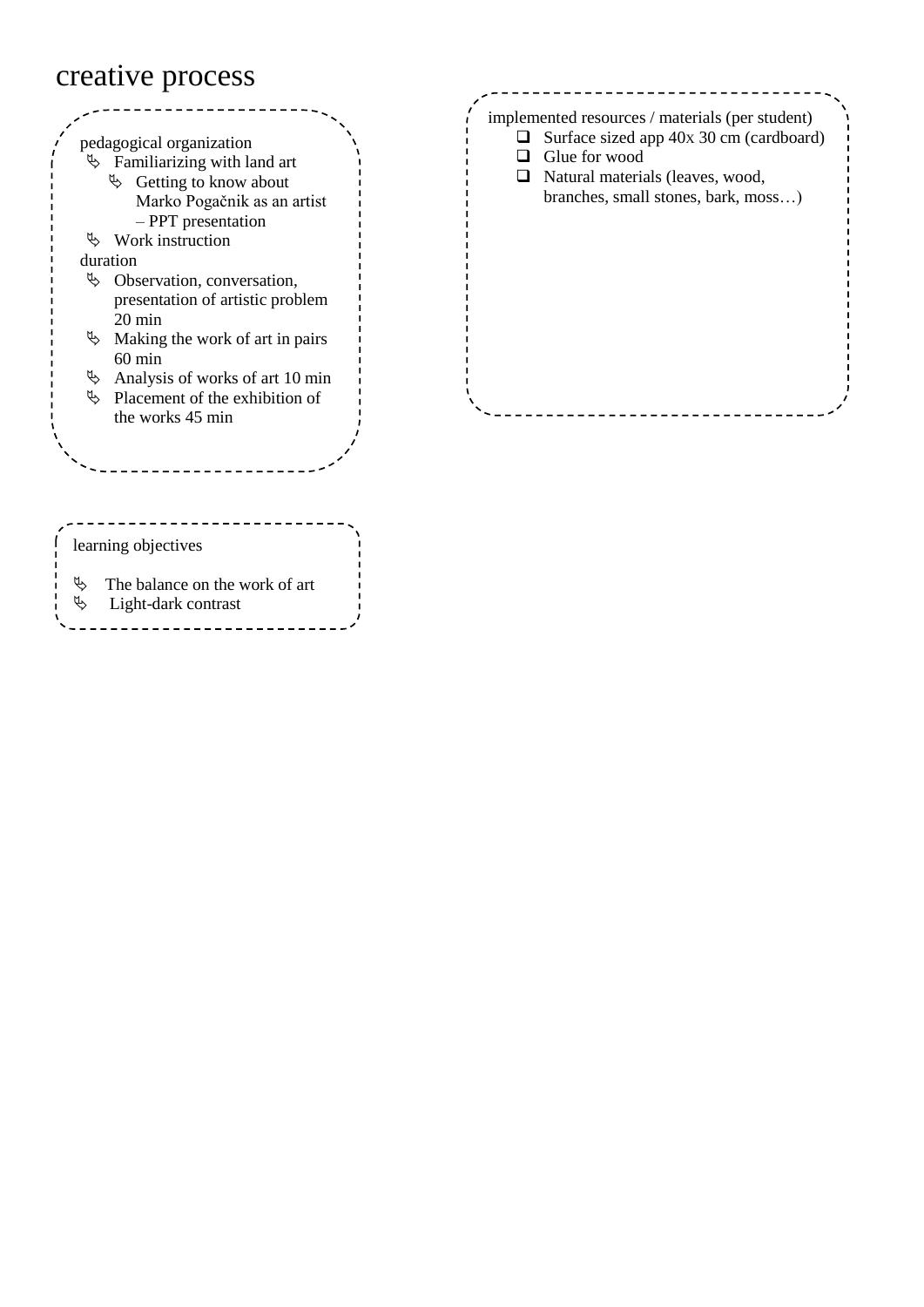# creative process

pedagogical organization

- Familiarizing with land art
  - Getting to know about Marko Pogačnik as an artist – PPT presentation
- Work instruction

duration

- Observation, conversation, presentation of artistic problem 20 min
- Making the work of art in pairs 60 min
- Analysis of works of art 10 min
- Placement of the exhibition of the works 45 min

implemented resources / materials (per student)

- Surface sized app 40x 30 cm (cardboard)
- Glue for wood
- Natural materials (leaves, wood, branches, small stones, bark, moss…)

learning objectives

- The balance on the work of art
- Light-dark contrast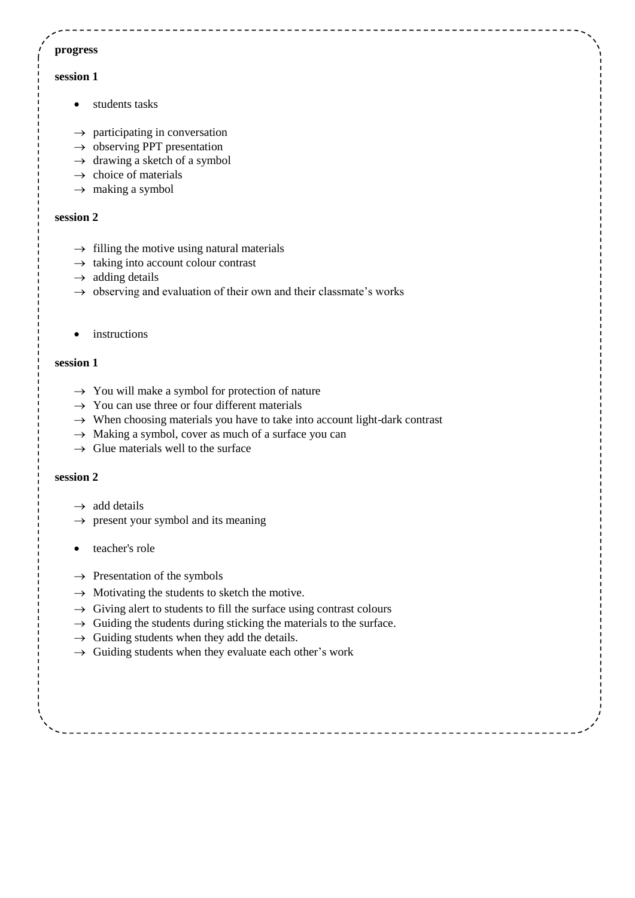**progress**

**session 1**

- students tasks

→ participating in conversation
→ observing PPT presentation
→ drawing a sketch of a symbol
→ choice of materials
→ making a symbol

**session 2**

→ filling the motive using natural materials
→ taking into account colour contrast
→ adding details
→ observing and evaluation of their own and their classmate's works

- instructions

**session 1**

→ You will make a symbol for protection of nature
→ You can use three or four different materials
→ When choosing materials you have to take into account light-dark contrast
→ Making a symbol, cover as much of a surface you can
→ Glue materials well to the surface

**session 2**

→ add details
→ present your symbol and its meaning

- teacher's role

→ Presentation of the symbols
→ Motivating the students to sketch the motive.
→ Giving alert to students to fill the surface using contrast colours
→ Guiding the students during sticking the materials to the surface.
→ Guiding students when they add the details.
→ Guiding students when they evaluate each other's work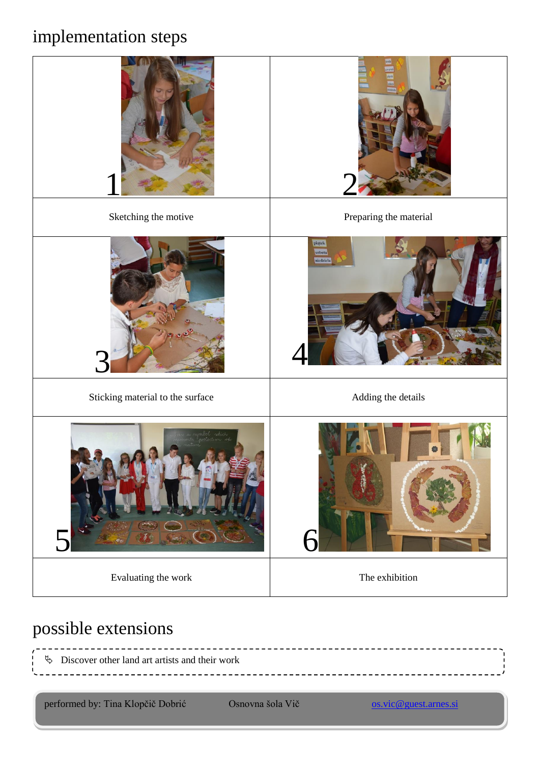# implementation steps

| | |
|---|---|
| 1 | 2 |
| Sketching the motive | Preparing the material |
| 3 | 4 |
| Sticking material to the surface | Adding the details |
| 5 | 6 |
| Evaluating the work | The exhibition |

# possible extensions

- Discover other land art artists and their work

performed by: Tina Klopčič Dobrić    Osnovna šola Vič    os.vic@guest.arnes.si